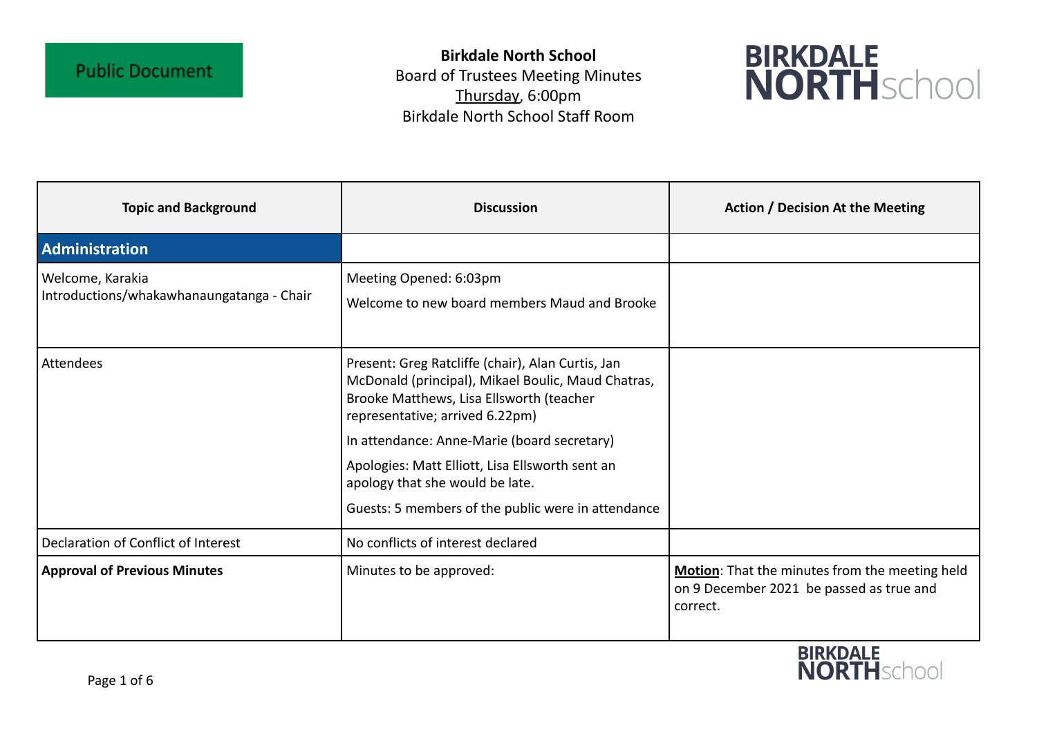Public Document

**Birkdale North School**
Board of Trustees Meeting Minutes
Thursday, 6:00pm
Birkdale North School Staff Room

| Topic and Background | Discussion | Action / Decision At the Meeting |
|---|---|---|
| **Administration** | | |
| Welcome, Karakia<br>Introductions/whakawhanaungatanga - Chair | Meeting Opened: 6:03pm<br>Welcome to new board members Maud and Brooke | |
| Attendees | Present: Greg Ratcliffe (chair), Alan Curtis, Jan McDonald (principal), Mikael Boulic, Maud Chatras, Brooke Matthews, Lisa Ellsworth (teacher representative; arrived 6.22pm)<br>In attendance: Anne-Marie (board secretary)<br>Apologies: Matt Elliott, Lisa Ellsworth sent an apology that she would be late.<br>Guests: 5 members of the public were in attendance | |
| Declaration of Conflict of Interest | No conflicts of interest declared | |
| **Approval of Previous Minutes** | Minutes to be approved: | **Motion**: That the minutes from the meeting held on 9 December 2021 be passed as true and correct. |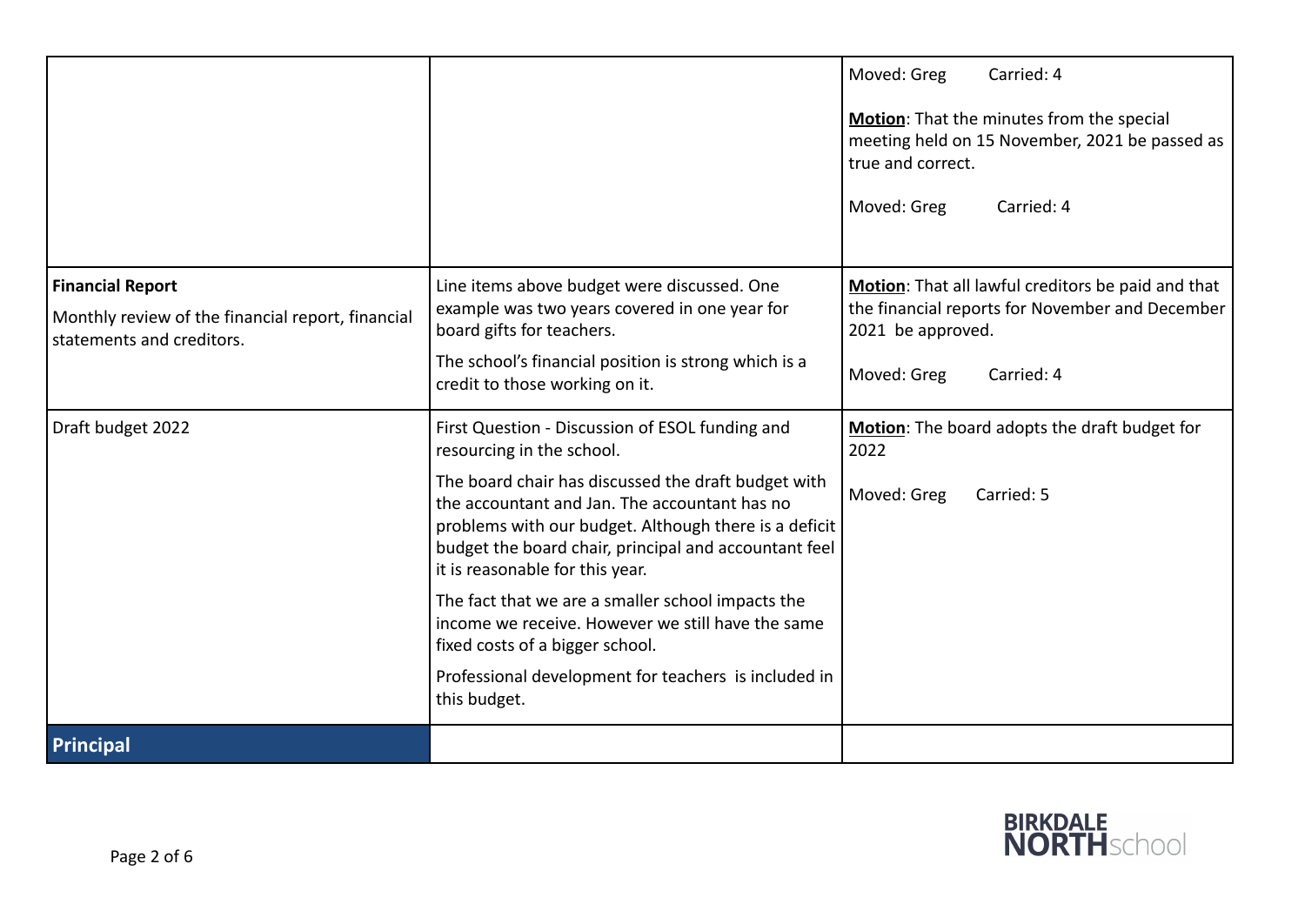| | | |
|---|---|---|
| | | Moved: Greg Carried: 4<br><br>**Motion**: That the minutes from the special meeting held on 15 November, 2021 be passed as true and correct.<br><br>Moved: Greg Carried: 4 |
| **Financial Report**<br><br>Monthly review of the financial report, financial statements and creditors. | Line items above budget were discussed. One example was two years covered in one year for board gifts for teachers.<br><br>The school's financial position is strong which is a credit to those working on it. | **Motion**: That all lawful creditors be paid and that the financial reports for November and December 2021 be approved.<br><br>Moved: Greg Carried: 4 |
| Draft budget 2022 | First Question - Discussion of ESOL funding and resourcing in the school.<br><br>The board chair has discussed the draft budget with the accountant and Jan. The accountant has no problems with our budget. Although there is a deficit budget the board chair, principal and accountant feel it is reasonable for this year.<br><br>The fact that we are a smaller school impacts the income we receive. However we still have the same fixed costs of a bigger school.<br><br>Professional development for teachers is included in this budget. | **Motion**: The board adopts the draft budget for 2022<br><br>Moved: Greg Carried: 5 |
| **Principal** | | |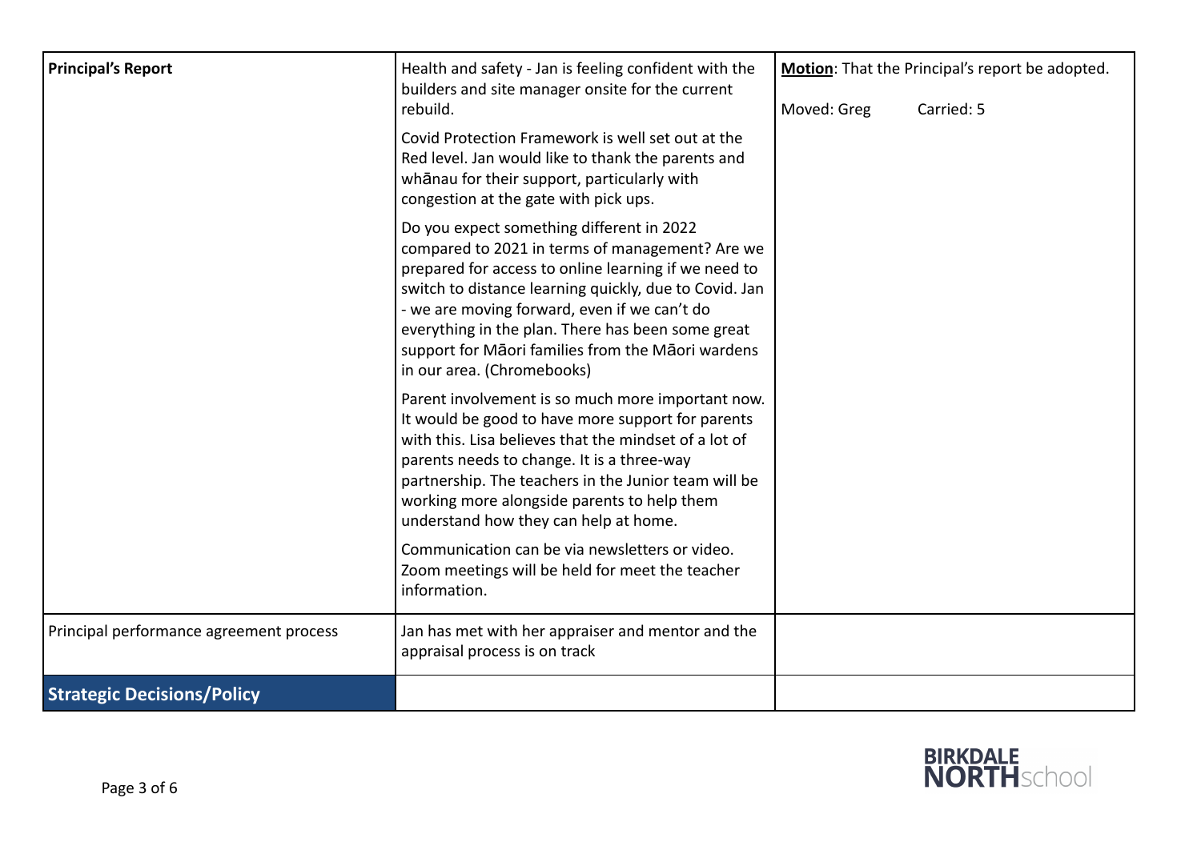| | | |
|---|---|---|
| **Principal's Report** | Health and safety - Jan is feeling confident with the builders and site manager onsite for the current rebuild.<br><br>Covid Protection Framework is well set out at the Red level. Jan would like to thank the parents and whānau for their support, particularly with congestion at the gate with pick ups.<br><br>Do you expect something different in 2022 compared to 2021 in terms of management? Are we prepared for access to online learning if we need to switch to distance learning quickly, due to Covid. Jan - we are moving forward, even if we can't do everything in the plan. There has been some great support for Māori families from the Māori wardens in our area. (Chromebooks)<br><br>Parent involvement is so much more important now. It would be good to have more support for parents with this. Lisa believes that the mindset of a lot of parents needs to change. It is a three-way partnership. The teachers in the Junior team will be working more alongside parents to help them understand how they can help at home.<br><br>Communication can be via newsletters or video. Zoom meetings will be held for meet the teacher information. | **Motion**: That the Principal's report be adopted.<br><br>Moved: Greg Carried: 5 |
| Principal performance agreement process | Jan has met with her appraiser and mentor and the appraisal process is on track | |
| **Strategic Decisions/Policy** | | |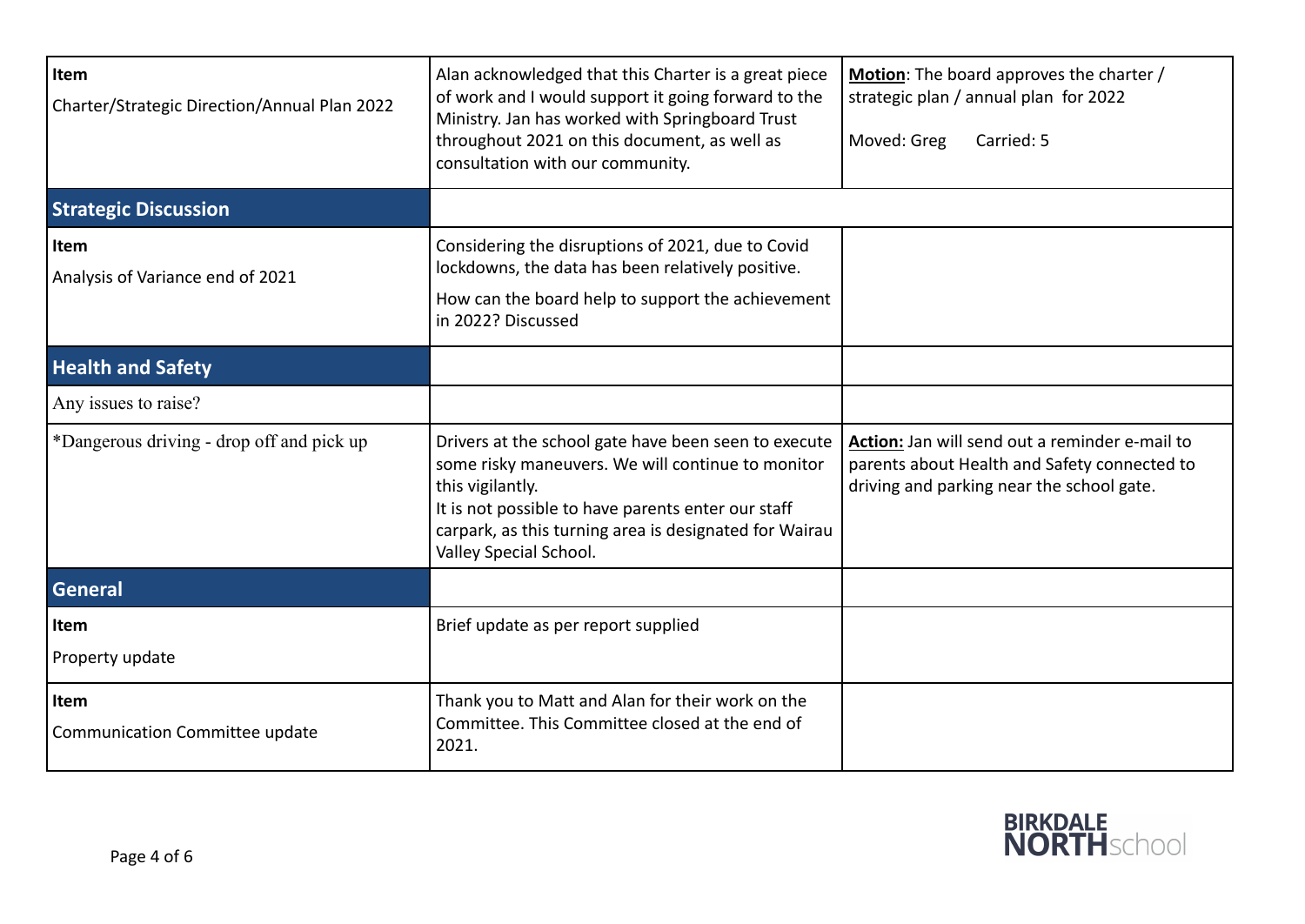| **Item**<br>Charter/Strategic Direction/Annual Plan 2022 | Alan acknowledged that this Charter is a great piece of work and I would support it going forward to the Ministry. Jan has worked with Springboard Trust throughout 2021 on this document, as well as consultation with our community. | **Motion**: The board approves the charter / strategic plan / annual plan for 2022<br><br>Moved: Greg Carried: 5 |
|---|---|---|
| **Strategic Discussion** | | |
| **Item**<br>Analysis of Variance end of 2021 | Considering the disruptions of 2021, due to Covid lockdowns, the data has been relatively positive.<br>How can the board help to support the achievement in 2022? Discussed | |
| **Health and Safety** | | |
| Any issues to raise? | | |
| *Dangerous driving - drop off and pick up | Drivers at the school gate have been seen to execute some risky maneuvers. We will continue to monitor this vigilantly.<br>It is not possible to have parents enter our staff carpark, as this turning area is designated for Wairau Valley Special School. | **Action:** Jan will send out a reminder e-mail to parents about Health and Safety connected to driving and parking near the school gate. |
| **General** | | |
| **Item**<br>Property update | Brief update as per report supplied | |
| **Item**<br>Communication Committee update | Thank you to Matt and Alan for their work on the Committee. This Committee closed at the end of 2021. | |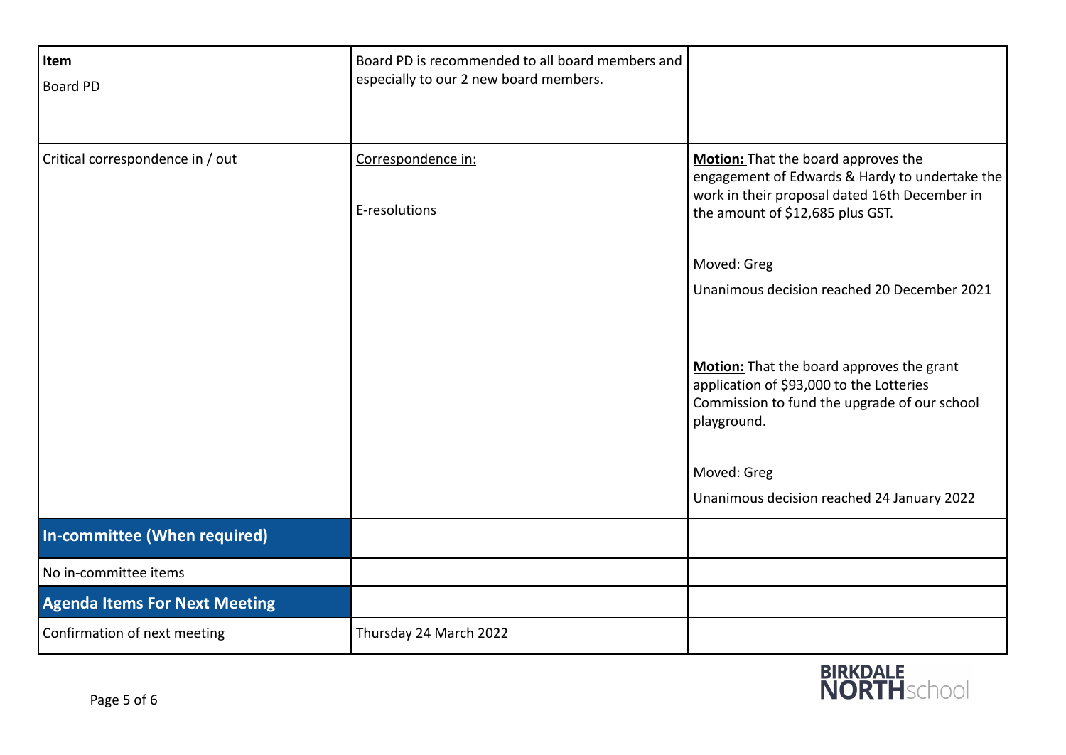| **Item**<br>Board PD | Board PD is recommended to all board members and especially to our 2 new board members. | |
|---|---|---|
| | | |
| Critical correspondence in / out | Correspondence in:<br><br>E-resolutions | **Motion:** That the board approves the engagement of Edwards & Hardy to undertake the work in their proposal dated 16th December in the amount of $12,685 plus GST.<br><br>Moved: Greg<br><br>Unanimous decision reached 20 December 2021<br><br>**Motion:** That the board approves the grant application of $93,000 to the Lotteries Commission to fund the upgrade of our school playground.<br><br>Moved: Greg<br><br>Unanimous decision reached 24 January 2022 |
| **In-committee (When required)** | | |
| No in-committee items | | |
| **Agenda Items For Next Meeting** | | |
| Confirmation of next meeting | Thursday 24 March 2022 | |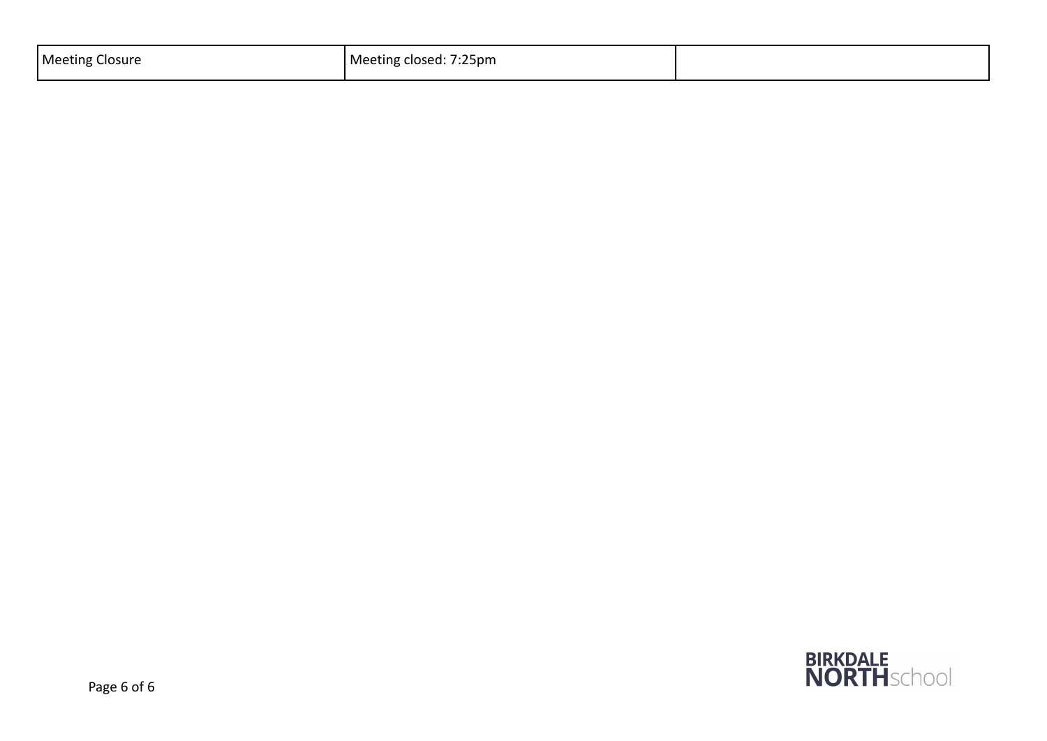| | | |
|---|---|---|
| Meeting Closure | Meeting closed: 7:25pm | |